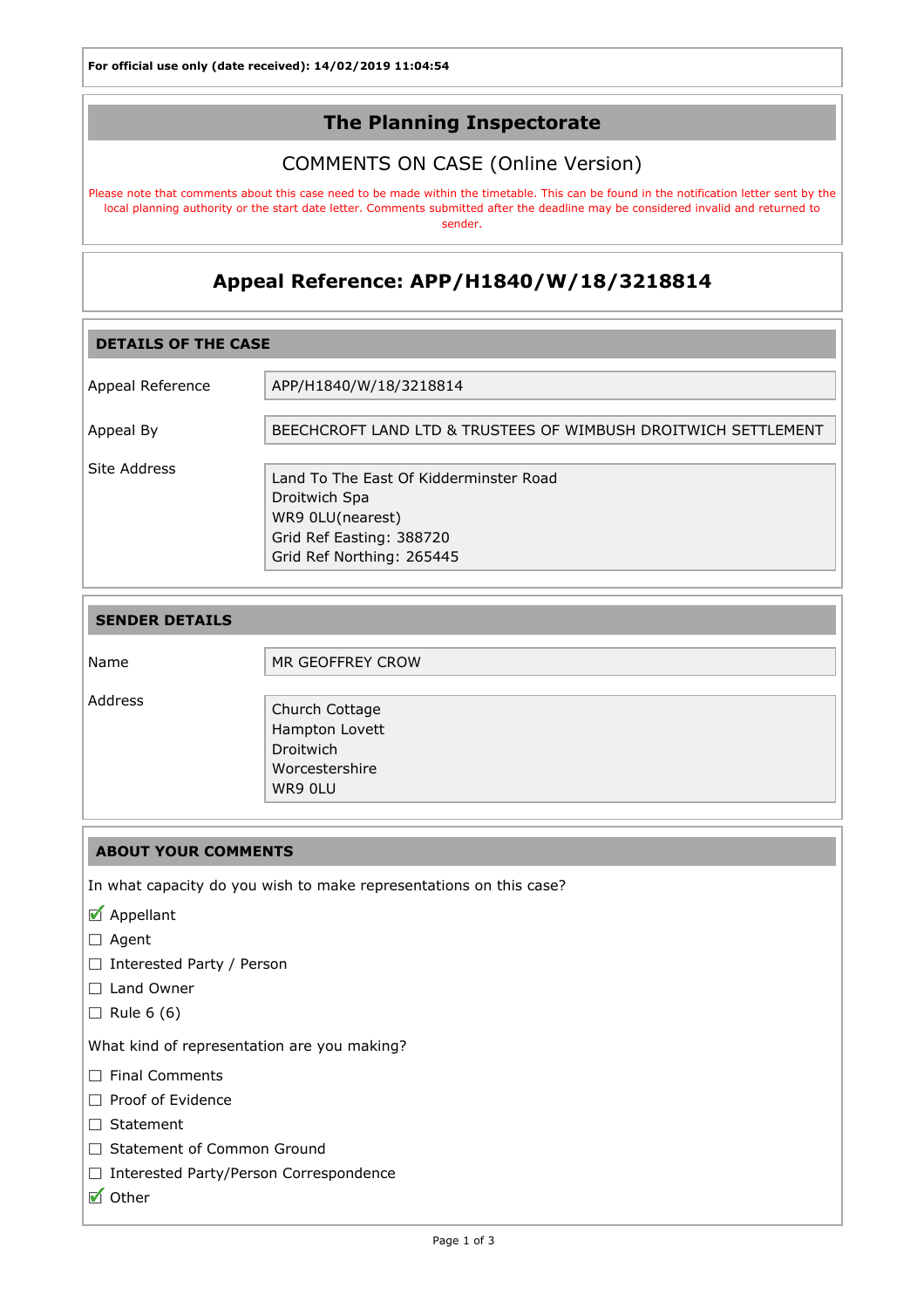**For official use only (date received): 14/02/2019 11:04:54**

# The Planning Inspectorate

## COMMENTS ON CASE (Online Version)

Please note that comments about this case need to be made within the timetable. This can be found in the notification letter sent by the local planning authority or the start date letter. Comments submitted after the deadline may be considered invalid and returned to sender.

## Appeal Reference: APP/H1840/W/18/3218814

### DETAILS OF THE CASE

| | |
|---|---|
| Appeal Reference | APP/H1840/W/18/3218814 |
| Appeal By | BEECHCROFT LAND LTD & TRUSTEES OF WIMBUSH DROITWICH SETTLEMENT |
| Site Address | Land To The East Of Kidderminster Road<br>Droitwich Spa<br>WR9 0LU(nearest)<br>Grid Ref Easting: 388720<br>Grid Ref Northing: 265445 |

### SENDER DETAILS

| | |
|---|---|
| Name | MR GEOFFREY CROW |
| Address | Church Cottage<br>Hampton Lovett<br>Droitwich<br>Worcestershire<br>WR9 0LU |

### ABOUT YOUR COMMENTS

In what capacity do you wish to make representations on this case?

- [x] Appellant
- [ ] Agent
- [ ] Interested Party / Person
- [ ] Land Owner
- [ ] Rule 6 (6)

What kind of representation are you making?

- [ ] Final Comments
- [ ] Proof of Evidence
- [ ] Statement
- [ ] Statement of Common Ground
- [ ] Interested Party/Person Correspondence
- [x] Other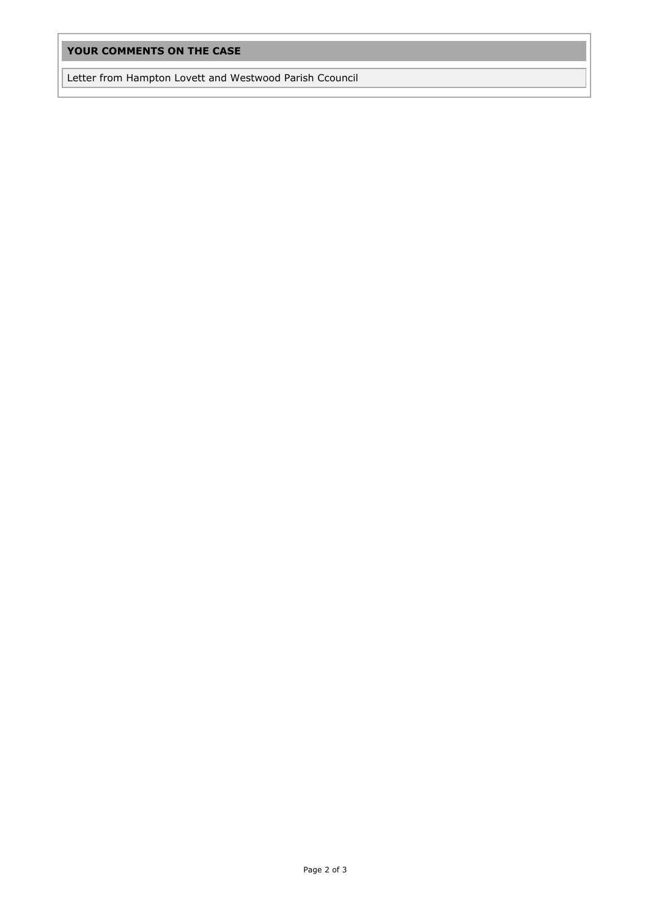## YOUR COMMENTS ON THE CASE

Letter from Hampton Lovett and Westwood Parish Ccouncil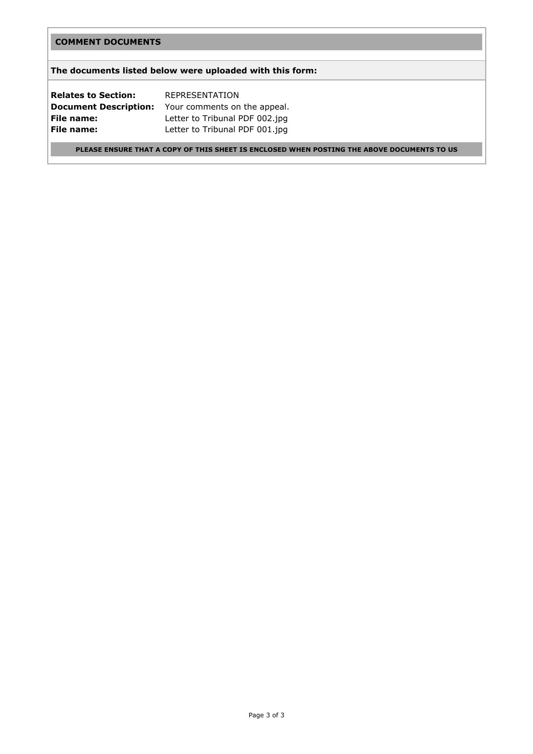## COMMENT DOCUMENTS

**The documents listed below were uploaded with this form:**

**Relates to Section:** REPRESENTATION
**Document Description:** Your comments on the appeal.
**File name:** Letter to Tribunal PDF 002.jpg
**File name:** Letter to Tribunal PDF 001.jpg

**PLEASE ENSURE THAT A COPY OF THIS SHEET IS ENCLOSED WHEN POSTING THE ABOVE DOCUMENTS TO US**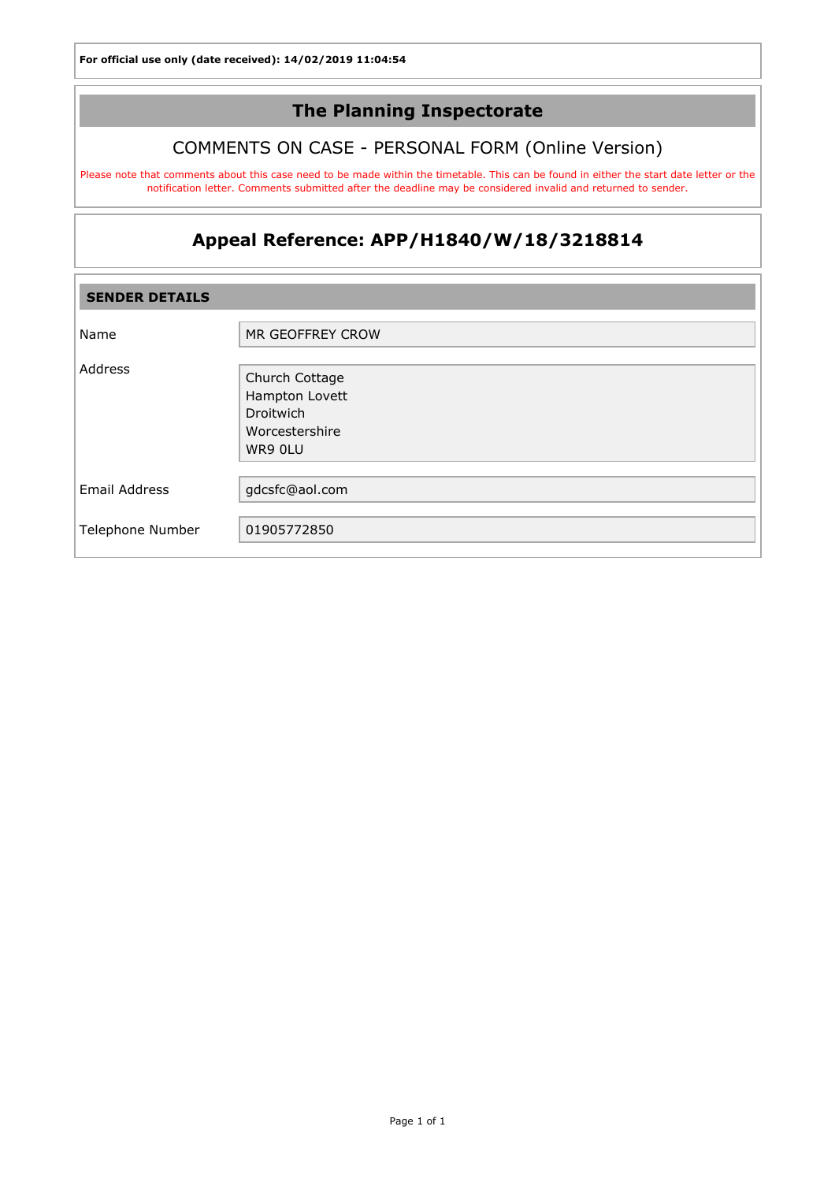**For official use only (date received): 14/02/2019 11:04:54**

# The Planning Inspectorate

## COMMENTS ON CASE - PERSONAL FORM (Online Version)

Please note that comments about this case need to be made within the timetable. This can be found in either the start date letter or the notification letter. Comments submitted after the deadline may be considered invalid and returned to sender.

## Appeal Reference: APP/H1840/W/18/3218814

### SENDER DETAILS

| | |
|---|---|
| Name | MR GEOFFREY CROW |
| Address | Church Cottage<br>Hampton Lovett<br>Droitwich<br>Worcestershire<br>WR9 0LU |
| Email Address | gdcsfc@aol.com |
| Telephone Number | 01905772850 |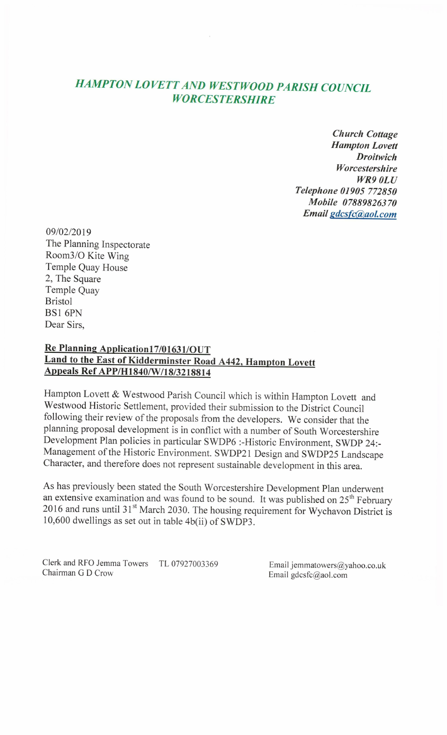# *HAMPTON LOVETT AND WESTWOOD PARISH COUNCIL WORCESTERSHIRE*

***Church Cottage***
***Hampton Lovett***
***Droitwich***
***Worcestershire***
***WR9 0LU***
***Telephone 01905 772850***
***Mobile 07889826370***
***Email gdcsfc@aol.com***

09/02/2019
The Planning Inspectorate
Room3/O Kite Wing
Temple Quay House
2, The Square
Temple Quay
Bristol
BS1 6PN

Dear Sirs,

**Re Planning Application17/01631/OUT**
**Land to the East of Kidderminster Road A442, Hampton Lovett**
**Appeals Ref APP/H1840/W/18/3218814**

Hampton Lovett & Westwood Parish Council which is within Hampton Lovett and Westwood Historic Settlement, provided their submission to the District Council following their review of the proposals from the developers. We consider that the planning proposal development is in conflict with a number of South Worcestershire Development Plan policies in particular SWDP6 :-Historic Environment, SWDP 24:-Management of the Historic Environment. SWDP21 Design and SWDP25 Landscape Character, and therefore does not represent sustainable development in this area.

As has previously been stated the South Worcestershire Development Plan underwent an extensive examination and was found to be sound. It was published on 25th February 2016 and runs until 31st March 2030. The housing requirement for Wychavon District is 10,600 dwellings as set out in table 4b(ii) of SWDP3.

Clerk and RFO Jemma Towers TL 07927003369 Email jemmatowers@yahoo.co.uk
Chairman G D Crow Email gdcsfc@aol.com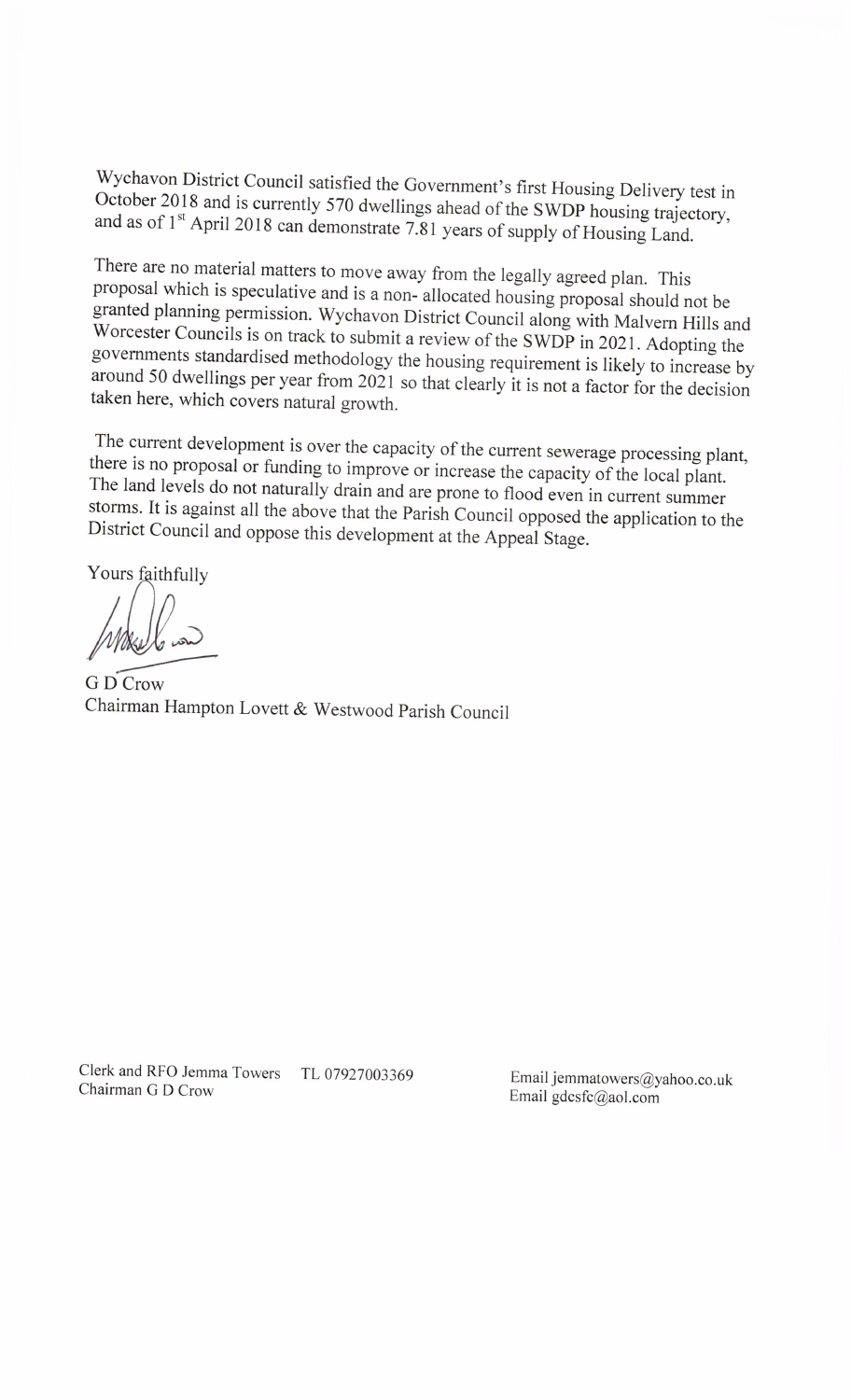Wychavon District Council satisfied the Government's first Housing Delivery test in October 2018 and is currently 570 dwellings ahead of the SWDP housing trajectory, and as of 1st April 2018 can demonstrate 7.81 years of supply of Housing Land.

There are no material matters to move away from the legally agreed plan. This proposal which is speculative and is a non- allocated housing proposal should not be granted planning permission. Wychavon District Council along with Malvern Hills and Worcester Councils is on track to submit a review of the SWDP in 2021. Adopting the governments standardised methodology the housing requirement is likely to increase by around 50 dwellings per year from 2021 so that clearly it is not a factor for the decision taken here, which covers natural growth.

The current development is over the capacity of the current sewerage processing plant, there is no proposal or funding to improve or increase the capacity of the local plant. The land levels do not naturally drain and are prone to flood even in current summer storms. It is against all the above that the Parish Council opposed the application to the District Council and oppose this development at the Appeal Stage.

Yours faithfully

G D Crow
Chairman Hampton Lovett & Westwood Parish Council

Clerk and RFO Jemma Towers TL 07927003369 Email jemmatowers@yahoo.co.uk
Chairman G D Crow Email gdcsfc@aol.com